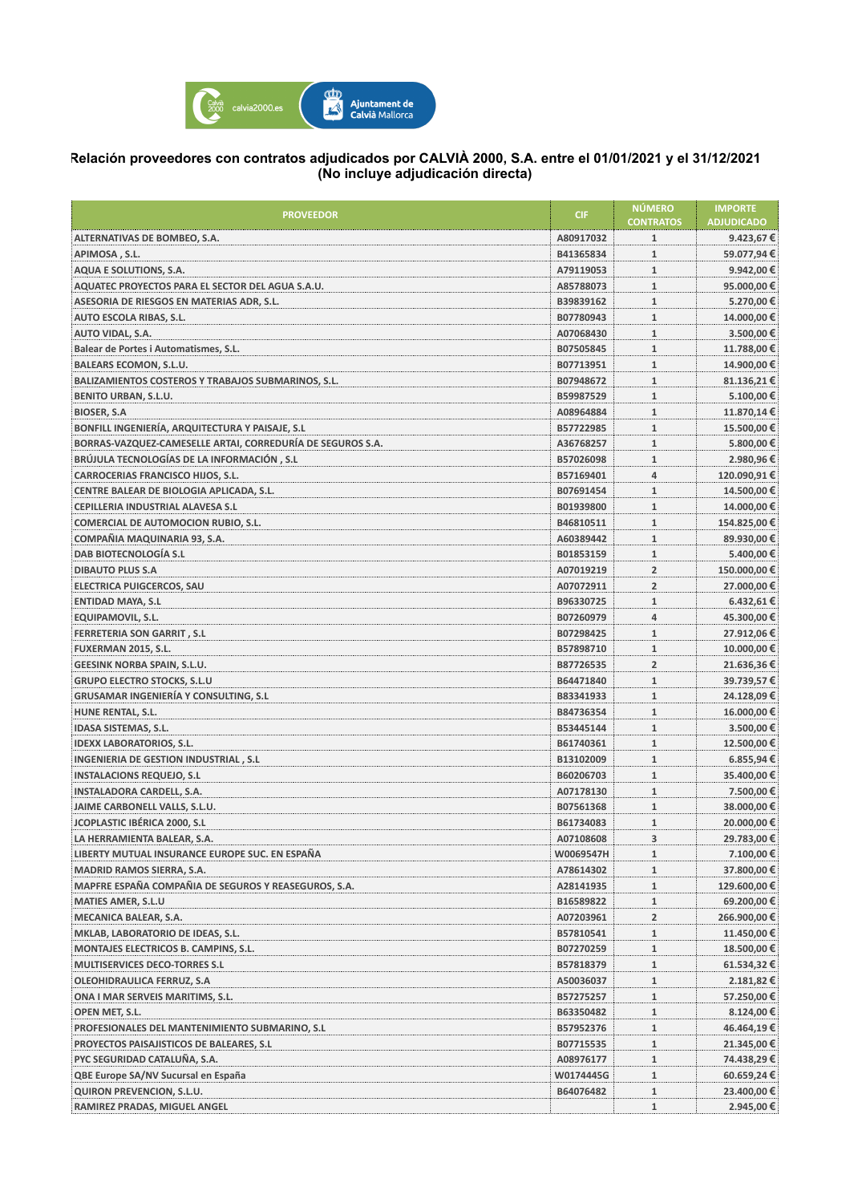**Relación proveedores con contratos adjudicados por CALVIÀ 2000, S.A. entre el 01/01/2021 y el 31/12/2021**
**(No incluye adjudicación directa)**

| PROVEEDOR | CIF | NÚMERO CONTRATOS | IMPORTE ADJUDICADO |
|---|---|---|---|
| ALTERNATIVAS DE BOMBEO, S.A. | A80917032 | 1 | 9.423,67 € |
| APIMOSA , S.L. | B41365834 | 1 | 59.077,94 € |
| AQUA E SOLUTIONS, S.A. | A79119053 | 1 | 9.942,00 € |
| AQUATEC PROYECTOS PARA EL SECTOR DEL AGUA S.A.U. | A85788073 | 1 | 95.000,00 € |
| ASESORIA DE RIESGOS EN MATERIAS ADR, S.L. | B39839162 | 1 | 5.270,00 € |
| AUTO ESCOLA RIBAS, S.L. | B07780943 | 1 | 14.000,00 € |
| AUTO VIDAL, S.A. | A07068430 | 1 | 3.500,00 € |
| Balear de Portes i Automatismes, S.L. | B07505845 | 1 | 11.788,00 € |
| BALEARS ECOMON, S.L.U. | B07713951 | 1 | 14.900,00 € |
| BALIZAMIENTOS COSTEROS Y TRABAJOS SUBMARINOS, S.L. | B07948672 | 1 | 81.136,21 € |
| BENITO URBAN, S.L.U. | B59987529 | 1 | 5.100,00 € |
| BIOSER, S.A | A08964884 | 1 | 11.870,14 € |
| BONFILL INGENIERÍA, ARQUITECTURA Y PAISAJE, S.L | B57722985 | 1 | 15.500,00 € |
| BORRAS-VAZQUEZ-CAMESELLE ARTAI, CORREDURÍA DE SEGUROS S.A. | A36768257 | 1 | 5.800,00 € |
| BRÚJULA TECNOLOGÍAS DE LA INFORMACIÓN , S.L | B57026098 | 1 | 2.980,96 € |
| CARROCERIAS FRANCISCO HIJOS, S.L. | B57169401 | 4 | 120.090,91 € |
| CENTRE BALEAR DE BIOLOGIA APLICADA, S.L. | B07691454 | 1 | 14.500,00 € |
| CEPILLERIA INDUSTRIAL ALAVESA S.L | B01939800 | 1 | 14.000,00 € |
| COMERCIAL DE AUTOMOCION RUBIO, S.L. | B46810511 | 1 | 154.825,00 € |
| COMPAÑIA MAQUINARIA 93, S.A. | A60389442 | 1 | 89.930,00 € |
| DAB BIOTECNOLOGÍA S.L | B01853159 | 1 | 5.400,00 € |
| DIBAUTO PLUS S.A | A07019219 | 2 | 150.000,00 € |
| ELECTRICA PUIGCERCOS, SAU | A07072911 | 2 | 27.000,00 € |
| ENTIDAD MAYA, S.L | B96330725 | 1 | 6.432,61 € |
| EQUIPAMOVIL, S.L. | B07260979 | 4 | 45.300,00 € |
| FERRETERIA SON GARRIT , S.L | B07298425 | 1 | 27.912,06 € |
| FUXERMAN 2015, S.L. | B57898710 | 1 | 10.000,00 € |
| GEESINK NORBA SPAIN, S.L.U. | B87726535 | 2 | 21.636,36 € |
| GRUPO ELECTRO STOCKS, S.L.U | B64471840 | 1 | 39.739,57 € |
| GRUSAMAR INGENIERÍA Y CONSULTING, S.L | B83341933 | 1 | 24.128,09 € |
| HUNE RENTAL, S.L. | B84736354 | 1 | 16.000,00 € |
| IDASA SISTEMAS, S.L. | B53445144 | 1 | 3.500,00 € |
| IDEXX LABORATORIOS, S.L. | B61740361 | 1 | 12.500,00 € |
| INGENIERIA DE GESTION INDUSTRIAL , S.L | B13102009 | 1 | 6.855,94 € |
| INSTALACIONS REQUEJO, S.L | B60206703 | 1 | 35.400,00 € |
| INSTALADORA CARDELL, S.A. | A07178130 | 1 | 7.500,00 € |
| JAIME CARBONELL VALLS, S.L.U. | B07561368 | 1 | 38.000,00 € |
| JCOPLASTIC IBÉRICA 2000, S.L | B61734083 | 1 | 20.000,00 € |
| LA HERRAMIENTA BALEAR, S.A. | A07108608 | 3 | 29.783,00 € |
| LIBERTY MUTUAL INSURANCE EUROPE SUC. EN ESPAÑA | W0069547H | 1 | 7.100,00 € |
| MADRID RAMOS SIERRA, S.A. | A78614302 | 1 | 37.800,00 € |
| MAPFRE ESPAÑA COMPAÑIA DE SEGUROS Y REASEGUROS, S.A. | A28141935 | 1 | 129.600,00 € |
| MATIES AMER, S.L.U | B16589822 | 1 | 69.200,00 € |
| MECANICA BALEAR, S.A. | A07203961 | 2 | 266.900,00 € |
| MKLAB, LABORATORIO DE IDEAS, S.L. | B57810541 | 1 | 11.450,00 € |
| MONTAJES ELECTRICOS B. CAMPINS, S.L. | B07270259 | 1 | 18.500,00 € |
| MULTISERVICES DECO-TORRES S.L | B57818379 | 1 | 61.534,32 € |
| OLEOHIDRAULICA FERRUZ, S.A | A50036037 | 1 | 2.181,82 € |
| ONA I MAR SERVEIS MARITIMS, S.L. | B57275257 | 1 | 57.250,00 € |
| OPEN MET, S.L. | B63350482 | 1 | 8.124,00 € |
| PROFESIONALES DEL MANTENIMIENTO SUBMARINO, S.L | B57952376 | 1 | 46.464,19 € |
| PROYECTOS PAISAJISTICOS DE BALEARES, S.L | B07715535 | 1 | 21.345,00 € |
| PYC SEGURIDAD CATALUÑA, S.A. | A08976177 | 1 | 74.438,29 € |
| QBE Europe SA/NV Sucursal en España | W0174445G | 1 | 60.659,24 € |
| QUIRON PREVENCION, S.L.U. | B64076482 | 1 | 23.400,00 € |
| RAMIREZ PRADAS, MIGUEL ANGEL | | 1 | 2.945,00 € |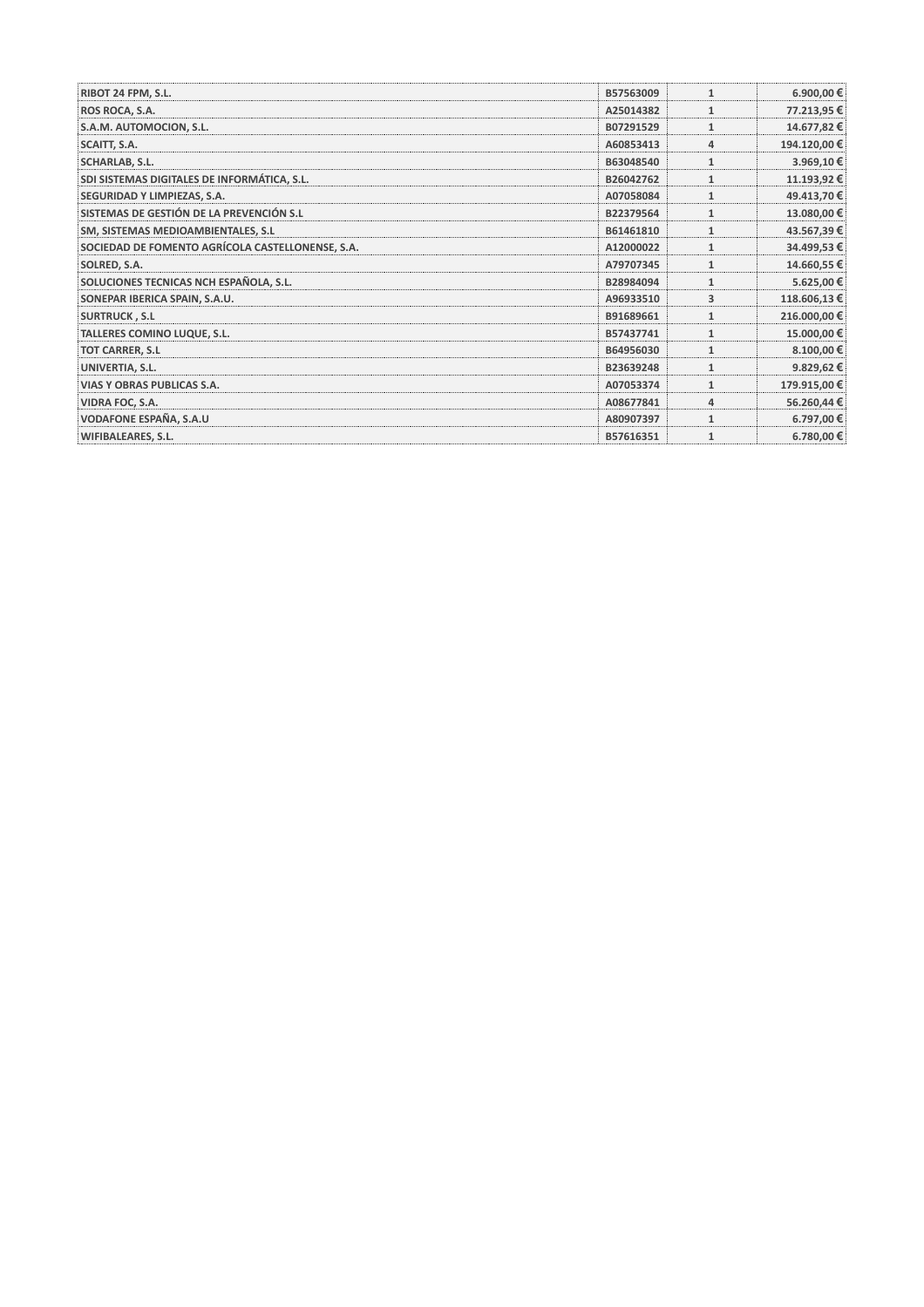| | | | |
|---|---|---|---|
| RIBOT 24 FPM, S.L. | B57563009 | 1 | 6.900,00 € |
| ROS ROCA, S.A. | A25014382 | 1 | 77.213,95 € |
| S.A.M. AUTOMOCION, S.L. | B07291529 | 1 | 14.677,82 € |
| SCAITT, S.A. | A60853413 | 4 | 194.120,00 € |
| SCHARLAB, S.L. | B63048540 | 1 | 3.969,10 € |
| SDI SISTEMAS DIGITALES DE INFORMÁTICA, S.L. | B26042762 | 1 | 11.193,92 € |
| SEGURIDAD Y LIMPIEZAS, S.A. | A07058084 | 1 | 49.413,70 € |
| SISTEMAS DE GESTIÓN DE LA PREVENCIÓN S.L | B22379564 | 1 | 13.080,00 € |
| SM, SISTEMAS MEDIOAMBIENTALES, S.L | B61461810 | 1 | 43.567,39 € |
| SOCIEDAD DE FOMENTO AGRÍCOLA CASTELLONENSE, S.A. | A12000022 | 1 | 34.499,53 € |
| SOLRED, S.A. | A79707345 | 1 | 14.660,55 € |
| SOLUCIONES TECNICAS NCH ESPAÑOLA, S.L. | B28984094 | 1 | 5.625,00 € |
| SONEPAR IBERICA SPAIN, S.A.U. | A96933510 | 3 | 118.606,13 € |
| SURTRUCK , S.L | B91689661 | 1 | 216.000,00 € |
| TALLERES COMINO LUQUE, S.L. | B57437741 | 1 | 15.000,00 € |
| TOT CARRER, S.L | B64956030 | 1 | 8.100,00 € |
| UNIVERTIA, S.L. | B23639248 | 1 | 9.829,62 € |
| VIAS Y OBRAS PUBLICAS S.A. | A07053374 | 1 | 179.915,00 € |
| VIDRA FOC, S.A. | A08677841 | 4 | 56.260,44 € |
| VODAFONE ESPAÑA, S.A.U | A80907397 | 1 | 6.797,00 € |
| WIFIBALEARES, S.L. | B57616351 | 1 | 6.780,00 € |